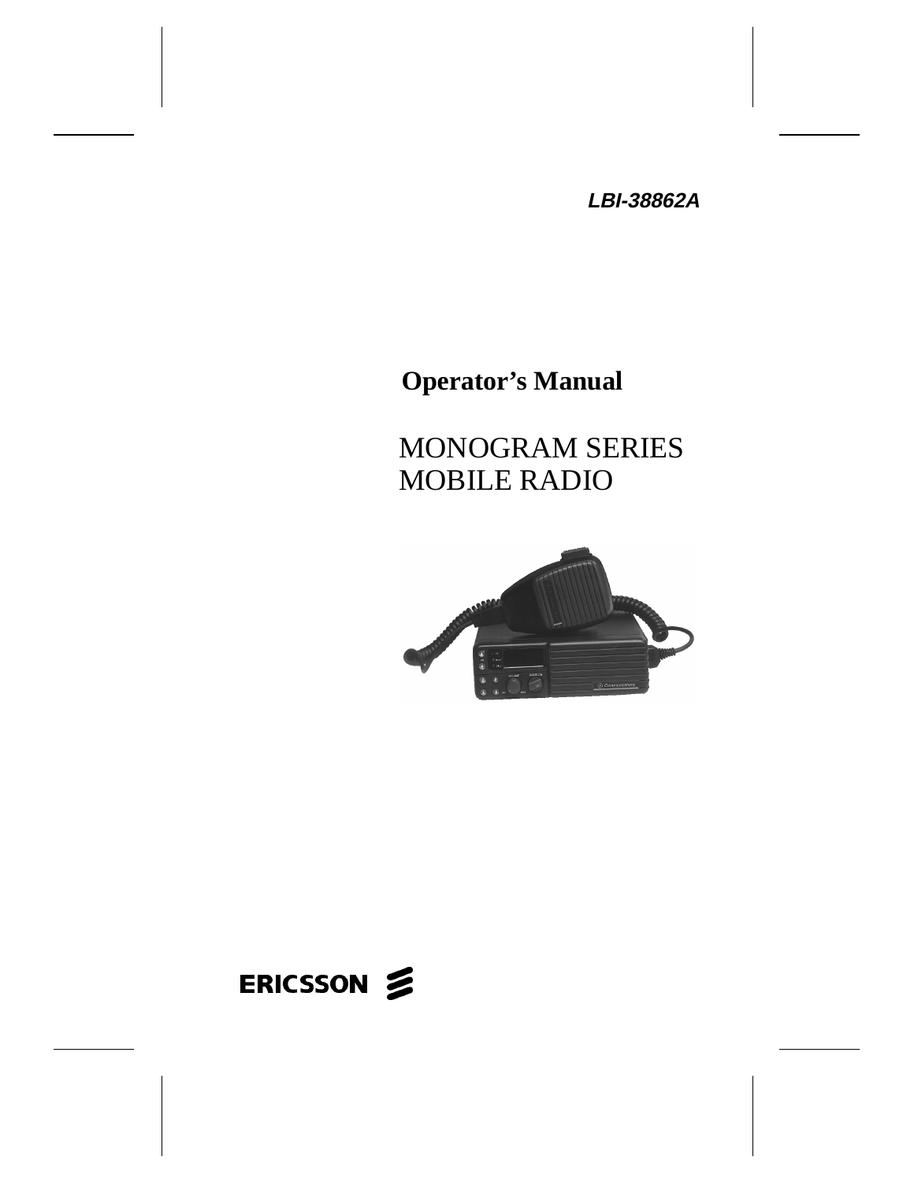LBI-38862A

**Operator's Manual**

# MONOGRAM SERIES MOBILE RADIO

ERICSSON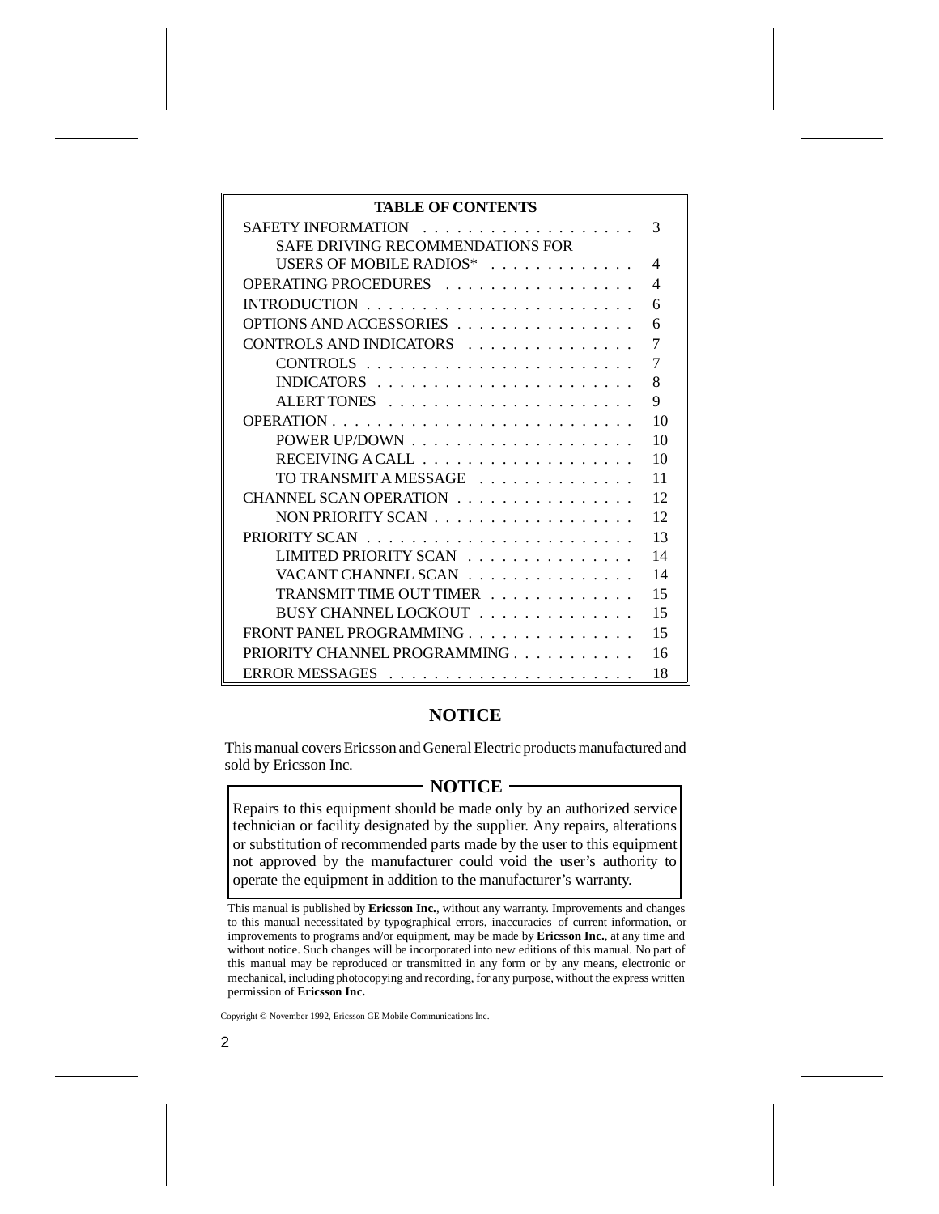| TABLE OF CONTENTS | |
|---|---|
| SAFETY INFORMATION | 3 |
| SAFE DRIVING RECOMMENDATIONS FOR USERS OF MOBILE RADIOS* | 4 |
| OPERATING PROCEDURES | 4 |
| INTRODUCTION | 6 |
| OPTIONS AND ACCESSORIES | 6 |
| CONTROLS AND INDICATORS | 7 |
| CONTROLS | 7 |
| INDICATORS | 8 |
| ALERT TONES | 9 |
| OPERATION | 10 |
| POWER UP/DOWN | 10 |
| RECEIVING A CALL | 10 |
| TO TRANSMIT A MESSAGE | 11 |
| CHANNEL SCAN OPERATION | 12 |
| NON PRIORITY SCAN | 12 |
| PRIORITY SCAN | 13 |
| LIMITED PRIORITY SCAN | 14 |
| VACANT CHANNEL SCAN | 14 |
| TRANSMIT TIME OUT TIMER | 15 |
| BUSY CHANNEL LOCKOUT | 15 |
| FRONT PANEL PROGRAMMING | 15 |
| PRIORITY CHANNEL PROGRAMMING | 16 |
| ERROR MESSAGES | 18 |

## NOTICE

This manual covers Ericsson and General Electric products manufactured and sold by Ericsson Inc.

## NOTICE

Repairs to this equipment should be made only by an authorized service technician or facility designated by the supplier. Any repairs, alterations or substitution of recommended parts made by the user to this equipment not approved by the manufacturer could void the user's authority to operate the equipment in addition to the manufacturer's warranty.

This manual is published by **Ericsson Inc.**, without any warranty. Improvements and changes to this manual necessitated by typographical errors, inaccuracies of current information, or improvements to programs and/or equipment, may be made by **Ericsson Inc.**, at any time and without notice. Such changes will be incorporated into new editions of this manual. No part of this manual may be reproduced or transmitted in any form or by any means, electronic or mechanical, including photocopying and recording, for any purpose, without the express written permission of **Ericsson Inc.**

Copyright © November 1992, Ericsson GE Mobile Communications Inc.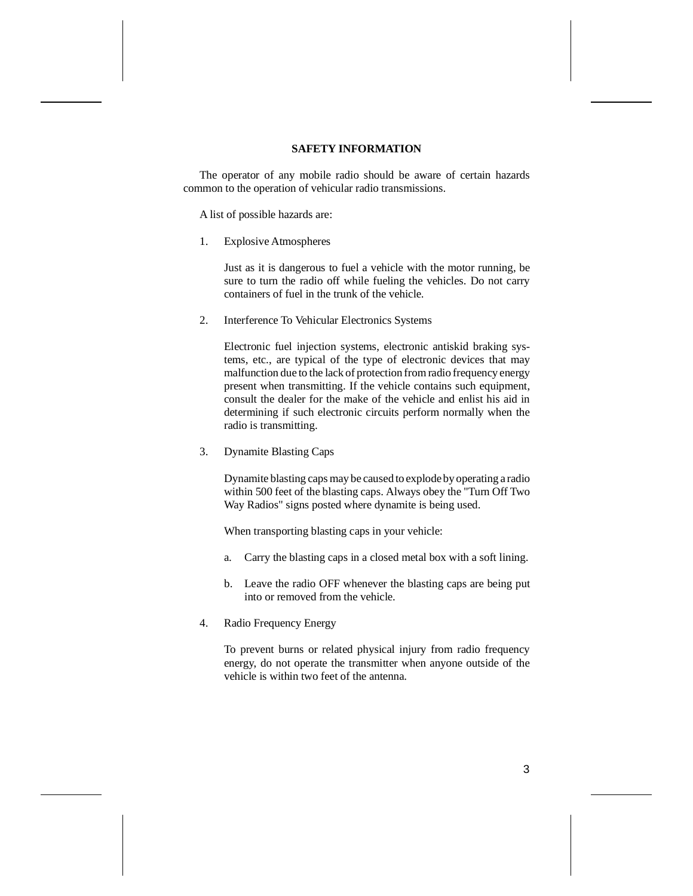## SAFETY INFORMATION

The operator of any mobile radio should be aware of certain hazards common to the operation of vehicular radio transmissions.

A list of possible hazards are:

1. Explosive Atmospheres

   Just as it is dangerous to fuel a vehicle with the motor running, be sure to turn the radio off while fueling the vehicles. Do not carry containers of fuel in the trunk of the vehicle.

2. Interference To Vehicular Electronics Systems

   Electronic fuel injection systems, electronic antiskid braking systems, etc., are typical of the type of electronic devices that may malfunction due to the lack of protection from radio frequency energy present when transmitting. If the vehicle contains such equipment, consult the dealer for the make of the vehicle and enlist his aid in determining if such electronic circuits perform normally when the radio is transmitting.

3. Dynamite Blasting Caps

   Dynamite blasting caps may be caused to explode by operating a radio within 500 feet of the blasting caps. Always obey the "Turn Off Two Way Radios" signs posted where dynamite is being used.

   When transporting blasting caps in your vehicle:

   a. Carry the blasting caps in a closed metal box with a soft lining.

   b. Leave the radio OFF whenever the blasting caps are being put into or removed from the vehicle.

4. Radio Frequency Energy

   To prevent burns or related physical injury from radio frequency energy, do not operate the transmitter when anyone outside of the vehicle is within two feet of the antenna.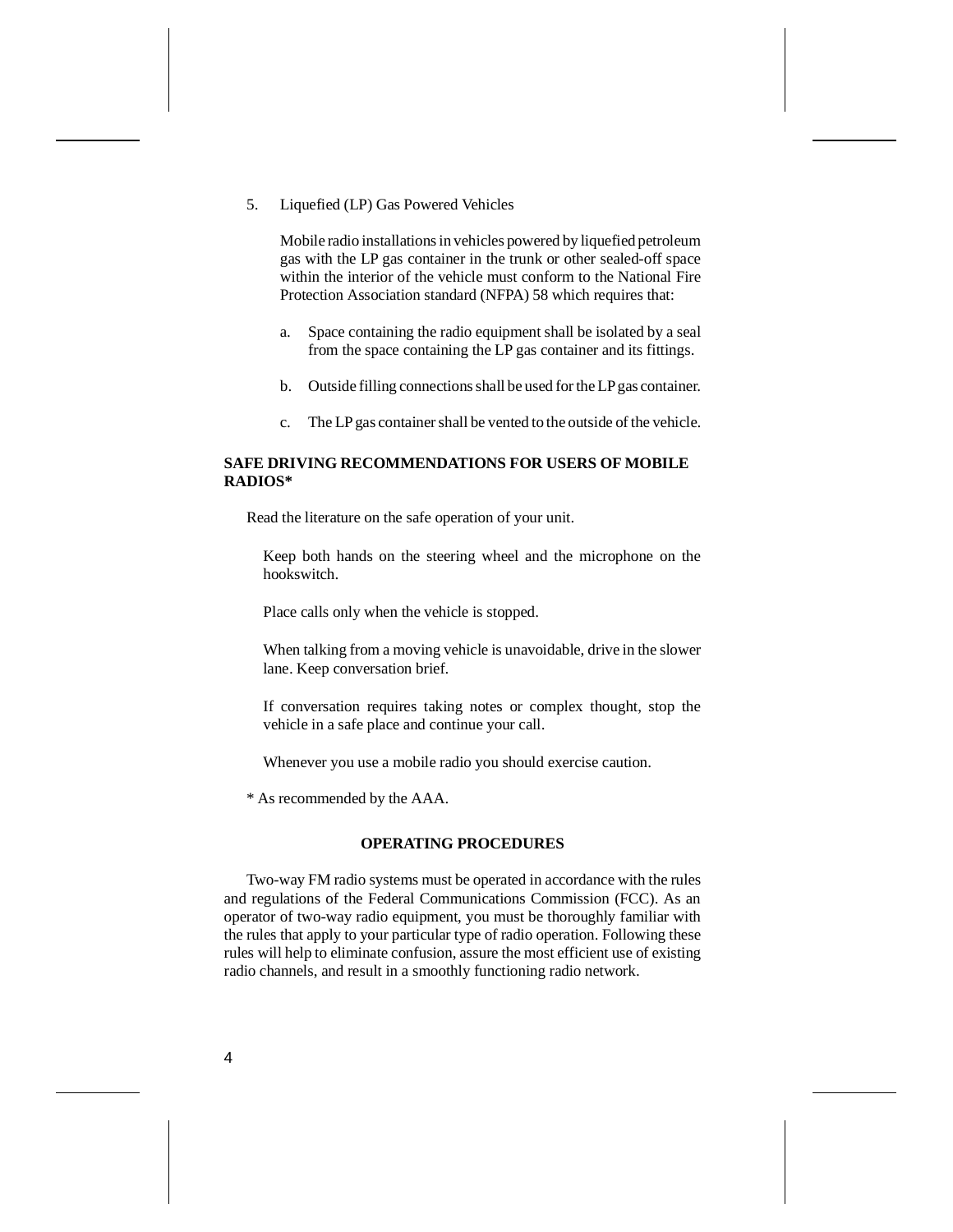5. Liquefied (LP) Gas Powered Vehicles

   Mobile radio installations in vehicles powered by liquefied petroleum gas with the LP gas container in the trunk or other sealed-off space within the interior of the vehicle must conform to the National Fire Protection Association standard (NFPA) 58 which requires that:

   a. Space containing the radio equipment shall be isolated by a seal from the space containing the LP gas container and its fittings.

   b. Outside filling connections shall be used for the LP gas container.

   c. The LP gas container shall be vented to the outside of the vehicle.

**SAFE DRIVING RECOMMENDATIONS FOR USERS OF MOBILE RADIOS***

Read the literature on the safe operation of your unit.

Keep both hands on the steering wheel and the microphone on the hookswitch.

Place calls only when the vehicle is stopped.

When talking from a moving vehicle is unavoidable, drive in the slower lane. Keep conversation brief.

If conversation requires taking notes or complex thought, stop the vehicle in a safe place and continue your call.

Whenever you use a mobile radio you should exercise caution.

* As recommended by the AAA.

## OPERATING PROCEDURES

Two-way FM radio systems must be operated in accordance with the rules and regulations of the Federal Communications Commission (FCC). As an operator of two-way radio equipment, you must be thoroughly familiar with the rules that apply to your particular type of radio operation. Following these rules will help to eliminate confusion, assure the most efficient use of existing radio channels, and result in a smoothly functioning radio network.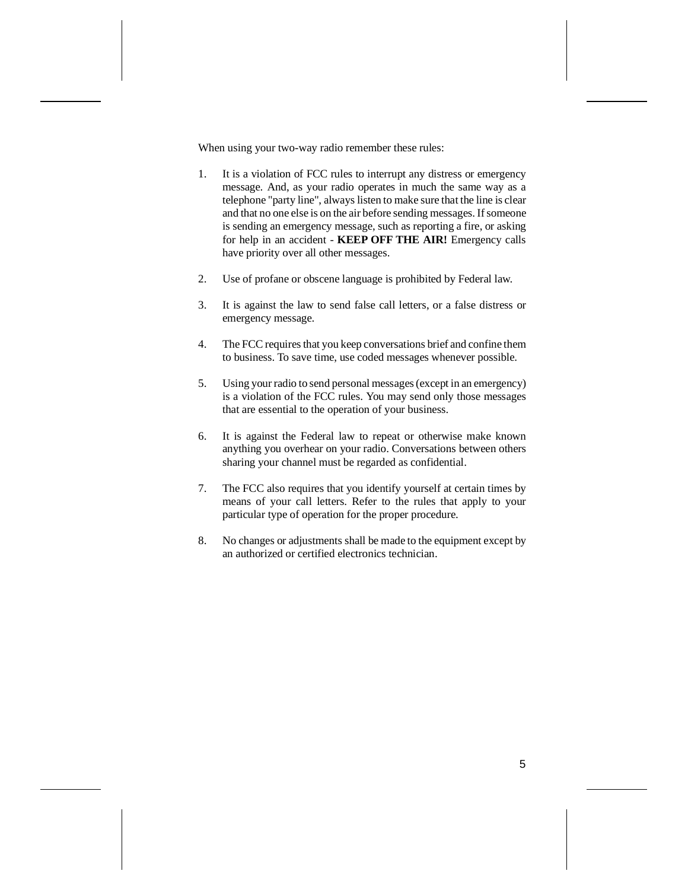When using your two-way radio remember these rules:

1. It is a violation of FCC rules to interrupt any distress or emergency message. And, as your radio operates in much the same way as a telephone "party line", always listen to make sure that the line is clear and that no one else is on the air before sending messages. If someone is sending an emergency message, such as reporting a fire, or asking for help in an accident - **KEEP OFF THE AIR!** Emergency calls have priority over all other messages.

2. Use of profane or obscene language is prohibited by Federal law.

3. It is against the law to send false call letters, or a false distress or emergency message.

4. The FCC requires that you keep conversations brief and confine them to business. To save time, use coded messages whenever possible.

5. Using your radio to send personal messages (except in an emergency) is a violation of the FCC rules. You may send only those messages that are essential to the operation of your business.

6. It is against the Federal law to repeat or otherwise make known anything you overhear on your radio. Conversations between others sharing your channel must be regarded as confidential.

7. The FCC also requires that you identify yourself at certain times by means of your call letters. Refer to the rules that apply to your particular type of operation for the proper procedure.

8. No changes or adjustments shall be made to the equipment except by an authorized or certified electronics technician.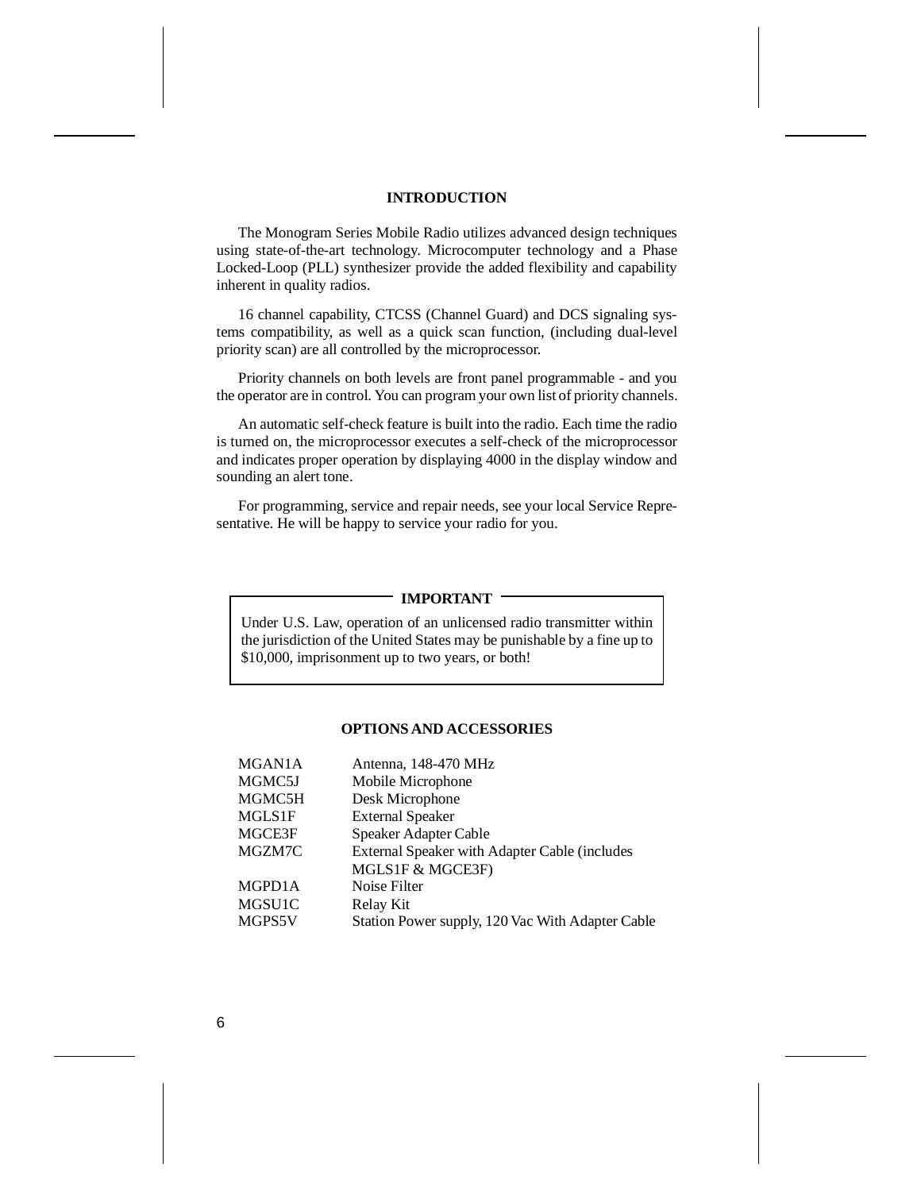## INTRODUCTION

The Monogram Series Mobile Radio utilizes advanced design techniques using state-of-the-art technology. Microcomputer technology and a Phase Locked-Loop (PLL) synthesizer provide the added flexibility and capability inherent in quality radios.

16 channel capability, CTCSS (Channel Guard) and DCS signaling systems compatibility, as well as a quick scan function, (including dual-level priority scan) are all controlled by the microprocessor.

Priority channels on both levels are front panel programmable - and you the operator are in control. You can program your own list of priority channels.

An automatic self-check feature is built into the radio. Each time the radio is turned on, the microprocessor executes a self-check of the microprocessor and indicates proper operation by displaying 4000 in the display window and sounding an alert tone.

For programming, service and repair needs, see your local Service Representative. He will be happy to service your radio for you.

> **IMPORTANT**
>
> Under U.S. Law, operation of an unlicensed radio transmitter within the jurisdiction of the United States may be punishable by a fine up to $10,000, imprisonment up to two years, or both!

## OPTIONS AND ACCESSORIES

| | |
|---|---|
| MGAN1A | Antenna, 148-470 MHz |
| MGMC5J | Mobile Microphone |
| MGMC5H | Desk Microphone |
| MGLS1F | External Speaker |
| MGCE3F | Speaker Adapter Cable |
| MGZM7C | External Speaker with Adapter Cable (includes MGLS1F & MGCE3F) |
| MGPD1A | Noise Filter |
| MGSU1C | Relay Kit |
| MGPS5V | Station Power supply, 120 Vac With Adapter Cable |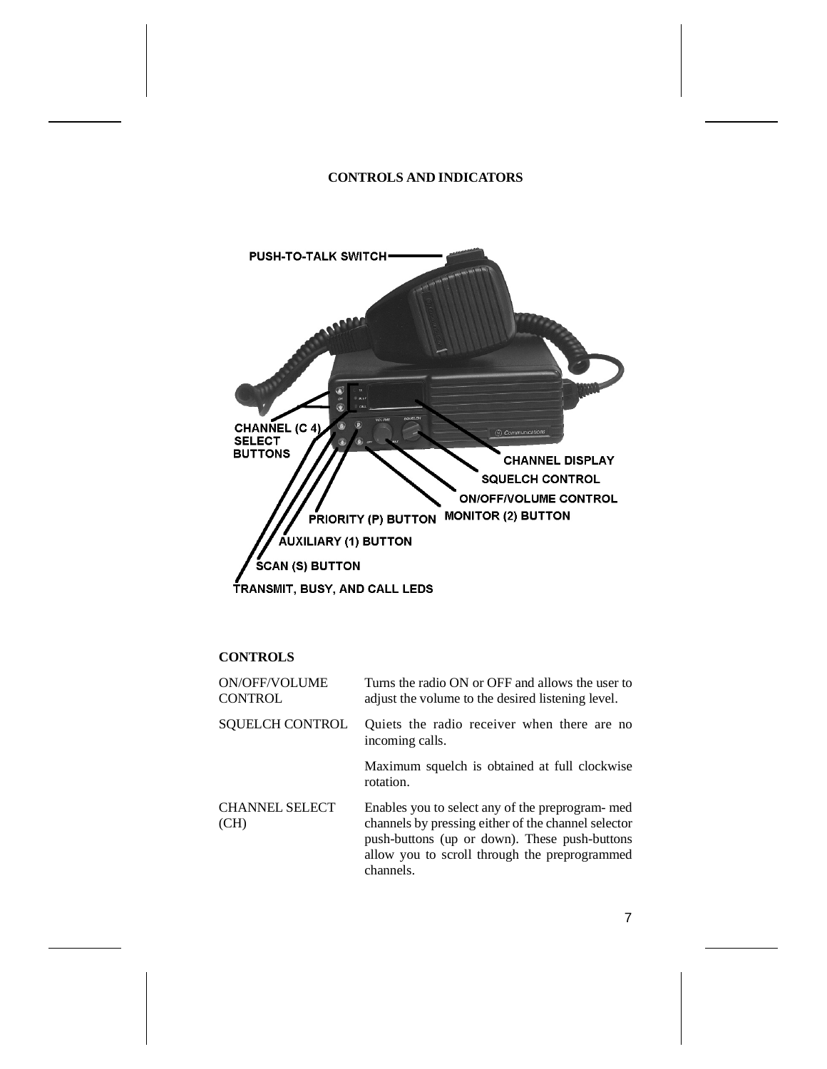## CONTROLS AND INDICATORS

PUSH-TO-TALK SWITCH

CHANNEL (C 4) SELECT BUTTONS

CHANNEL DISPLAY

SQUELCH CONTROL

ON/OFF/VOLUME CONTROL

PRIORITY (P) BUTTON

MONITOR (2) BUTTON

AUXILIARY (1) BUTTON

SCAN (S) BUTTON

TRANSMIT, BUSY, AND CALL LEDS

### CONTROLS

| | |
|---|---|
| ON/OFF/VOLUME CONTROL | Turns the radio ON or OFF and allows the user to adjust the volume to the desired listening level. |
| SQUELCH CONTROL | Quiets the radio receiver when there are no incoming calls. |
| | Maximum squelch is obtained at full clockwise rotation. |
| CHANNEL SELECT (CH) | Enables you to select any of the preprogram- med channels by pressing either of the channel selector push-buttons (up or down). These push-buttons allow you to scroll through the preprogrammed channels. |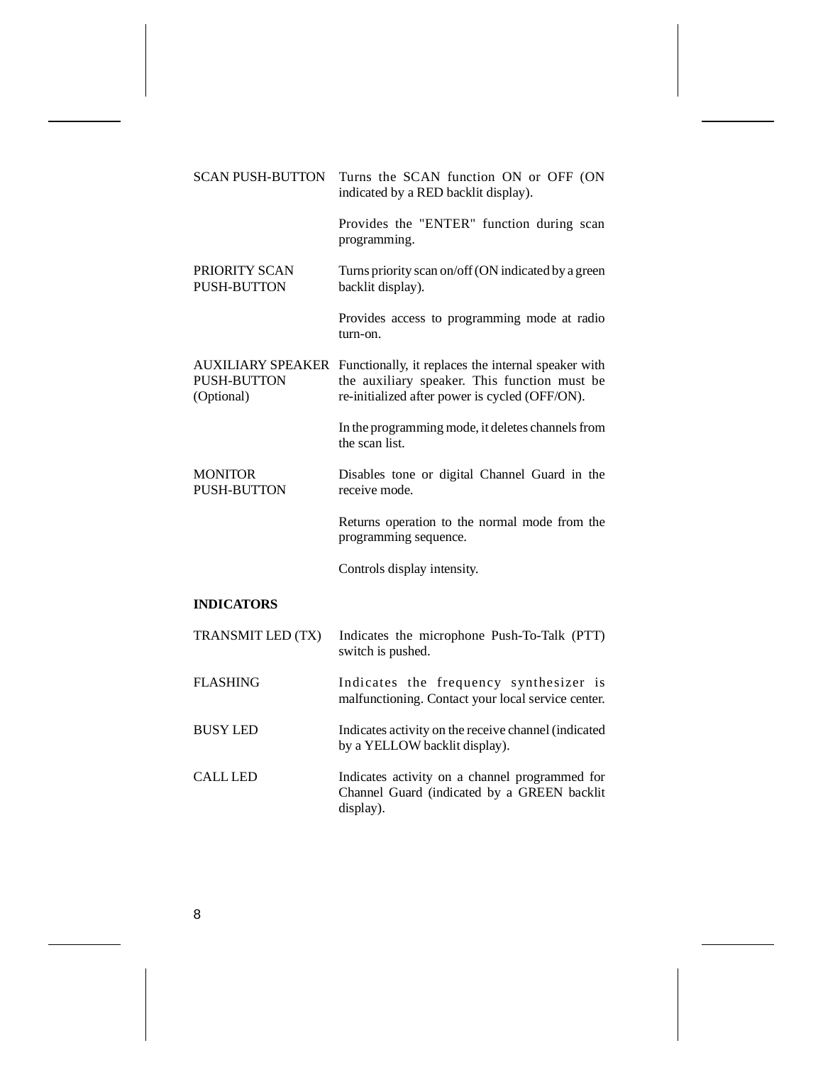| | |
|---|---|
| SCAN PUSH-BUTTON | Turns the SCAN function ON or OFF (ON indicated by a RED backlit display). |
| | Provides the "ENTER" function during scan programming. |
| PRIORITY SCAN PUSH-BUTTON | Turns priority scan on/off (ON indicated by a green backlit display). |
| | Provides access to programming mode at radio turn-on. |
| AUXILIARY SPEAKER PUSH-BUTTON (Optional) | Functionally, it replaces the internal speaker with the auxiliary speaker. This function must be re-initialized after power is cycled (OFF/ON). |
| | In the programming mode, it deletes channels from the scan list. |
| MONITOR PUSH-BUTTON | Disables tone or digital Channel Guard in the receive mode. |
| | Returns operation to the normal mode from the programming sequence. |
| | Controls display intensity. |

**INDICATORS**

| | |
|---|---|
| TRANSMIT LED (TX) | Indicates the microphone Push-To-Talk (PTT) switch is pushed. |
| FLASHING | Indicates the frequency synthesizer is malfunctioning. Contact your local service center. |
| BUSY LED | Indicates activity on the receive channel (indicated by a YELLOW backlit display). |
| CALL LED | Indicates activity on a channel programmed for Channel Guard (indicated by a GREEN backlit display). |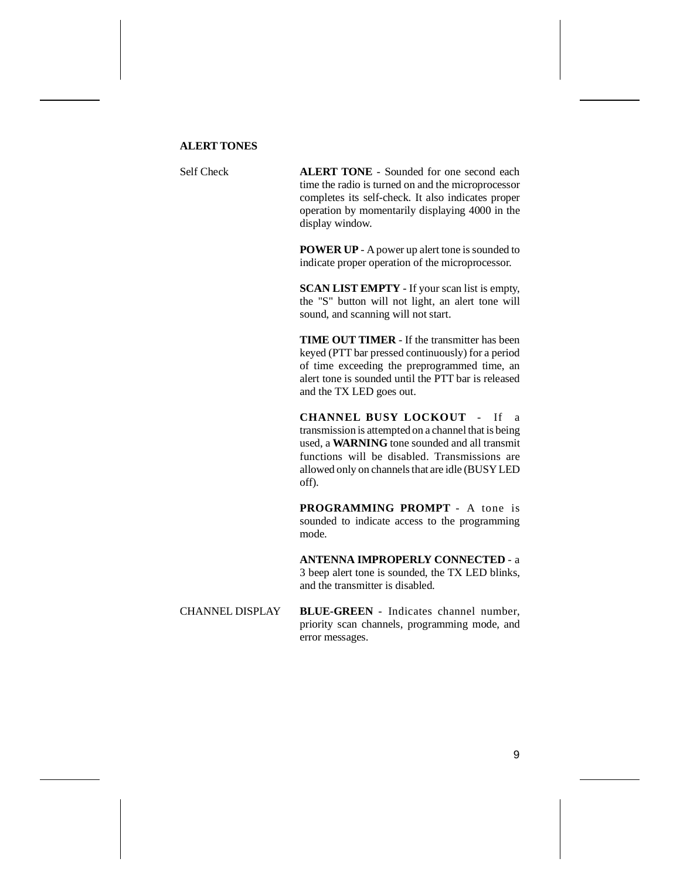**ALERT TONES**

Self Check

**ALERT TONE** - Sounded for one second each time the radio is turned on and the microprocessor completes its self-check. It also indicates proper operation by momentarily displaying 4000 in the display window.

**POWER UP** - A power up alert tone is sounded to indicate proper operation of the microprocessor.

**SCAN LIST EMPTY** - If your scan list is empty, the "S" button will not light, an alert tone will sound, and scanning will not start.

**TIME OUT TIMER** - If the transmitter has been keyed (PTT bar pressed continuously) for a period of time exceeding the preprogrammed time, an alert tone is sounded until the PTT bar is released and the TX LED goes out.

**CHANNEL BUSY LOCKOUT** - If a transmission is attempted on a channel that is being used, a **WARNING** tone sounded and all transmit functions will be disabled. Transmissions are allowed only on channels that are idle (BUSY LED off).

**PROGRAMMING PROMPT** - A tone is sounded to indicate access to the programming mode.

**ANTENNA IMPROPERLY CONNECTED** - a 3 beep alert tone is sounded, the TX LED blinks, and the transmitter is disabled.

CHANNEL DISPLAY

**BLUE-GREEN** - Indicates channel number, priority scan channels, programming mode, and error messages.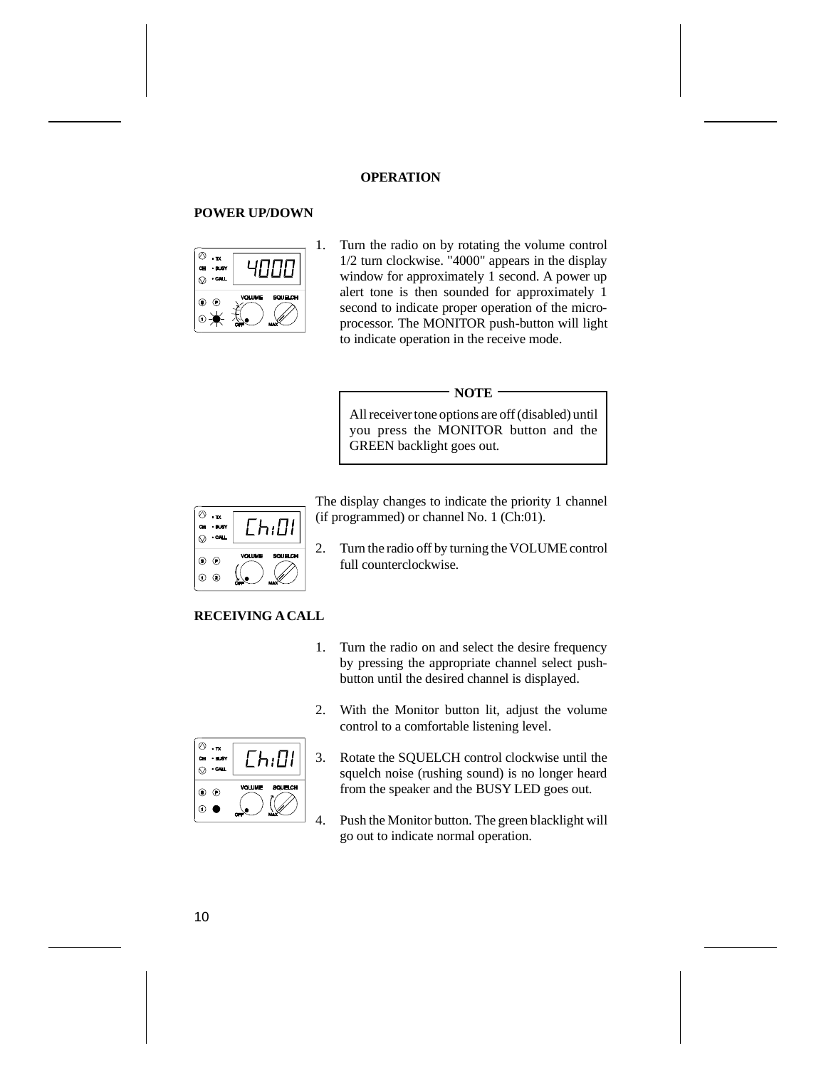## OPERATION

### POWER UP/DOWN

1. Turn the radio on by rotating the volume control 1/2 turn clockwise. "4000" appears in the display window for approximately 1 second. A power up alert tone is then sounded for approximately 1 second to indicate proper operation of the micro-processor. The MONITOR push-button will light to indicate operation in the receive mode.

**NOTE**

All receiver tone options are off (disabled) until you press the MONITOR button and the GREEN backlight goes out.

The display changes to indicate the priority 1 channel (if programmed) or channel No. 1 (Ch:01).

2. Turn the radio off by turning the VOLUME control full counterclockwise.

### RECEIVING A CALL

1. Turn the radio on and select the desire frequency by pressing the appropriate channel select push-button until the desired channel is displayed.

2. With the Monitor button lit, adjust the volume control to a comfortable listening level.

3. Rotate the SQUELCH control clockwise until the squelch noise (rushing sound) is no longer heard from the speaker and the BUSY LED goes out.

4. Push the Monitor button. The green blacklight will go out to indicate normal operation.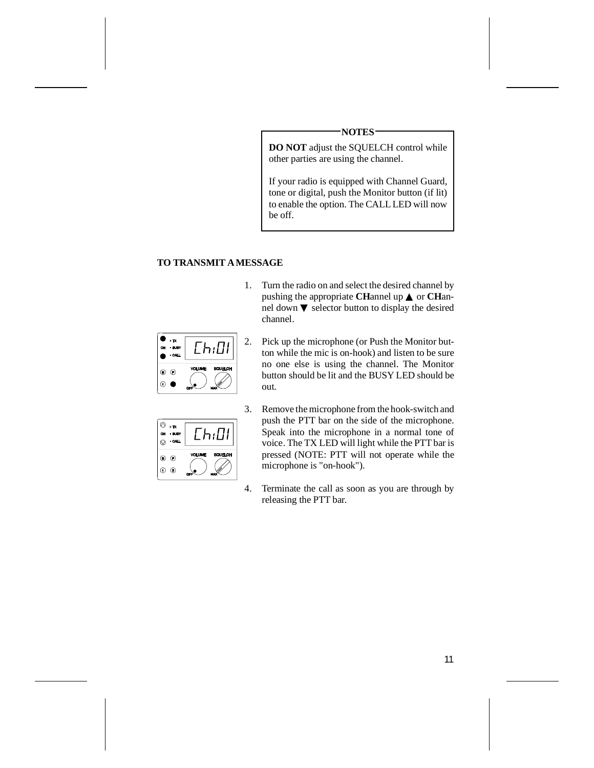**NOTES**

**DO NOT** adjust the SQUELCH control while other parties are using the channel.

If your radio is equipped with Channel Guard, tone or digital, push the Monitor button (if lit) to enable the option. The CALL LED will now be off.

**TO TRANSMIT A MESSAGE**

1. Turn the radio on and select the desired channel by pushing the appropriate **CH**annel up ▲ or **CH**annel down ▼ selector button to display the desired channel.

2. Pick up the microphone (or Push the Monitor button while the mic is on-hook) and listen to be sure no one else is using the channel. The Monitor button should be lit and the BUSY LED should be out.

3. Remove the microphone from the hook-switch and push the PTT bar on the side of the microphone. Speak into the microphone in a normal tone of voice. The TX LED will light while the PTT bar is pressed (NOTE: PTT will not operate while the microphone is "on-hook").

4. Terminate the call as soon as you are through by releasing the PTT bar.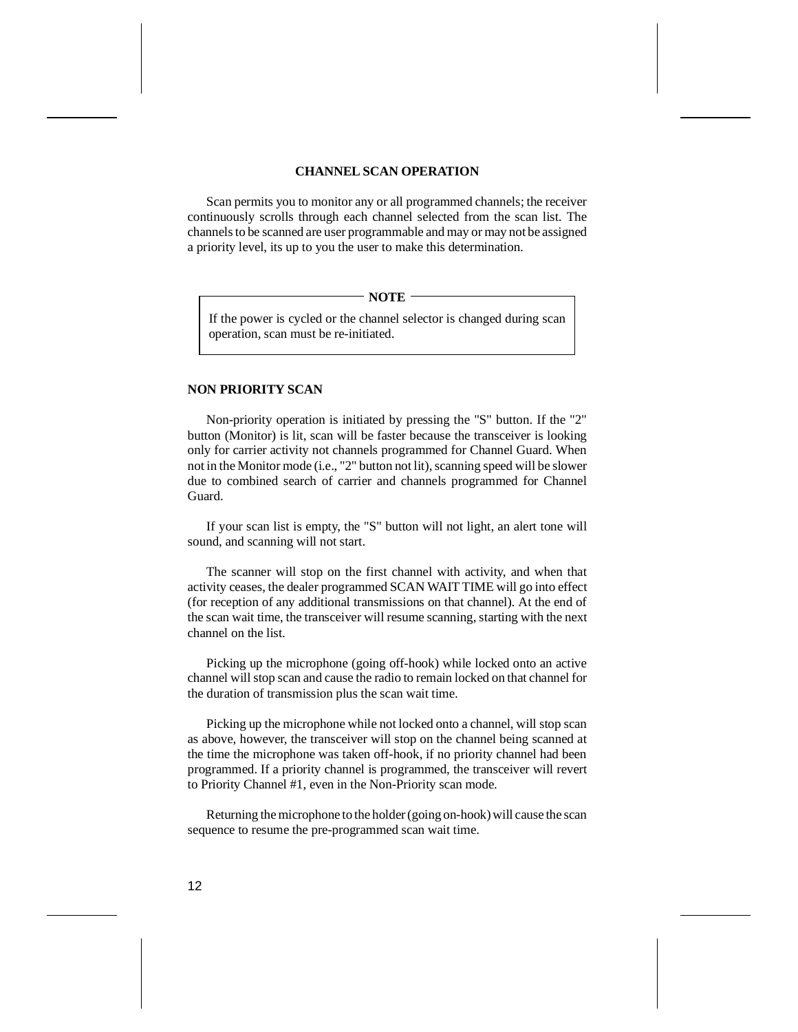## CHANNEL SCAN OPERATION

Scan permits you to monitor any or all programmed channels; the receiver continuously scrolls through each channel selected from the scan list. The channels to be scanned are user programmable and may or may not be assigned a priority level, its up to you the user to make this determination.

> **NOTE**
>
> If the power is cycled or the channel selector is changed during scan operation, scan must be re-initiated.

### NON PRIORITY SCAN

Non-priority operation is initiated by pressing the "S" button. If the "2" button (Monitor) is lit, scan will be faster because the transceiver is looking only for carrier activity not channels programmed for Channel Guard. When not in the Monitor mode (i.e., "2" button not lit), scanning speed will be slower due to combined search of carrier and channels programmed for Channel Guard.

If your scan list is empty, the "S" button will not light, an alert tone will sound, and scanning will not start.

The scanner will stop on the first channel with activity, and when that activity ceases, the dealer programmed SCAN WAIT TIME will go into effect (for reception of any additional transmissions on that channel). At the end of the scan wait time, the transceiver will resume scanning, starting with the next channel on the list.

Picking up the microphone (going off-hook) while locked onto an active channel will stop scan and cause the radio to remain locked on that channel for the duration of transmission plus the scan wait time.

Picking up the microphone while not locked onto a channel, will stop scan as above, however, the transceiver will stop on the channel being scanned at the time the microphone was taken off-hook, if no priority channel had been programmed. If a priority channel is programmed, the transceiver will revert to Priority Channel #1, even in the Non-Priority scan mode.

Returning the microphone to the holder (going on-hook) will cause the scan sequence to resume the pre-programmed scan wait time.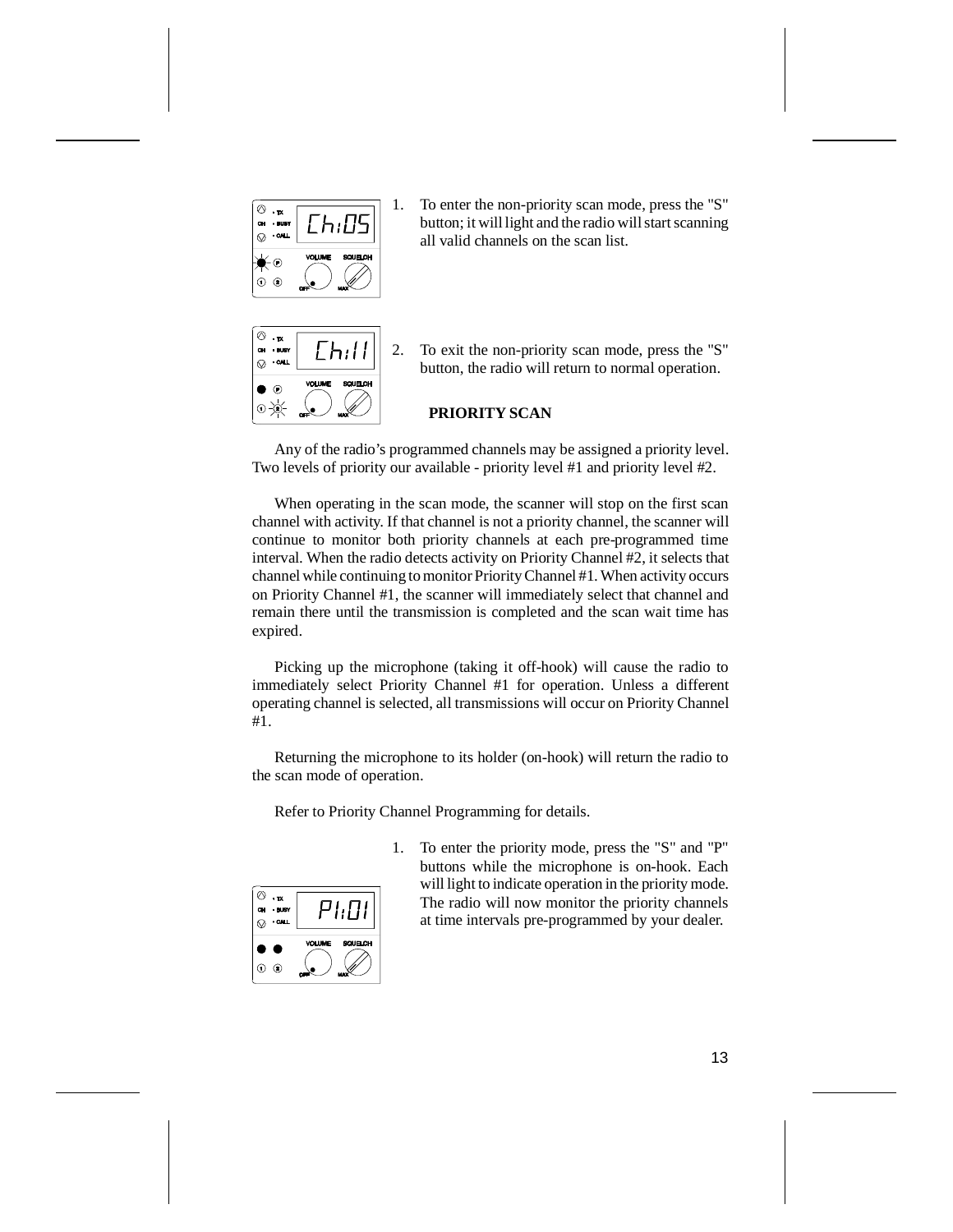1. To enter the non-priority scan mode, press the "S" button; it will light and the radio will start scanning all valid channels on the scan list.

2. To exit the non-priority scan mode, press the "S" button, the radio will return to normal operation.

**PRIORITY SCAN**

Any of the radio's programmed channels may be assigned a priority level. Two levels of priority our available - priority level #1 and priority level #2.

When operating in the scan mode, the scanner will stop on the first scan channel with activity. If that channel is not a priority channel, the scanner will continue to monitor both priority channels at each pre-programmed time interval. When the radio detects activity on Priority Channel #2, it selects that channel while continuing to monitor Priority Channel #1. When activity occurs on Priority Channel #1, the scanner will immediately select that channel and remain there until the transmission is completed and the scan wait time has expired.

Picking up the microphone (taking it off-hook) will cause the radio to immediately select Priority Channel #1 for operation. Unless a different operating channel is selected, all transmissions will occur on Priority Channel #1.

Returning the microphone to its holder (on-hook) will return the radio to the scan mode of operation.

Refer to Priority Channel Programming for details.

1. To enter the priority mode, press the "S" and "P" buttons while the microphone is on-hook. Each will light to indicate operation in the priority mode. The radio will now monitor the priority channels at time intervals pre-programmed by your dealer.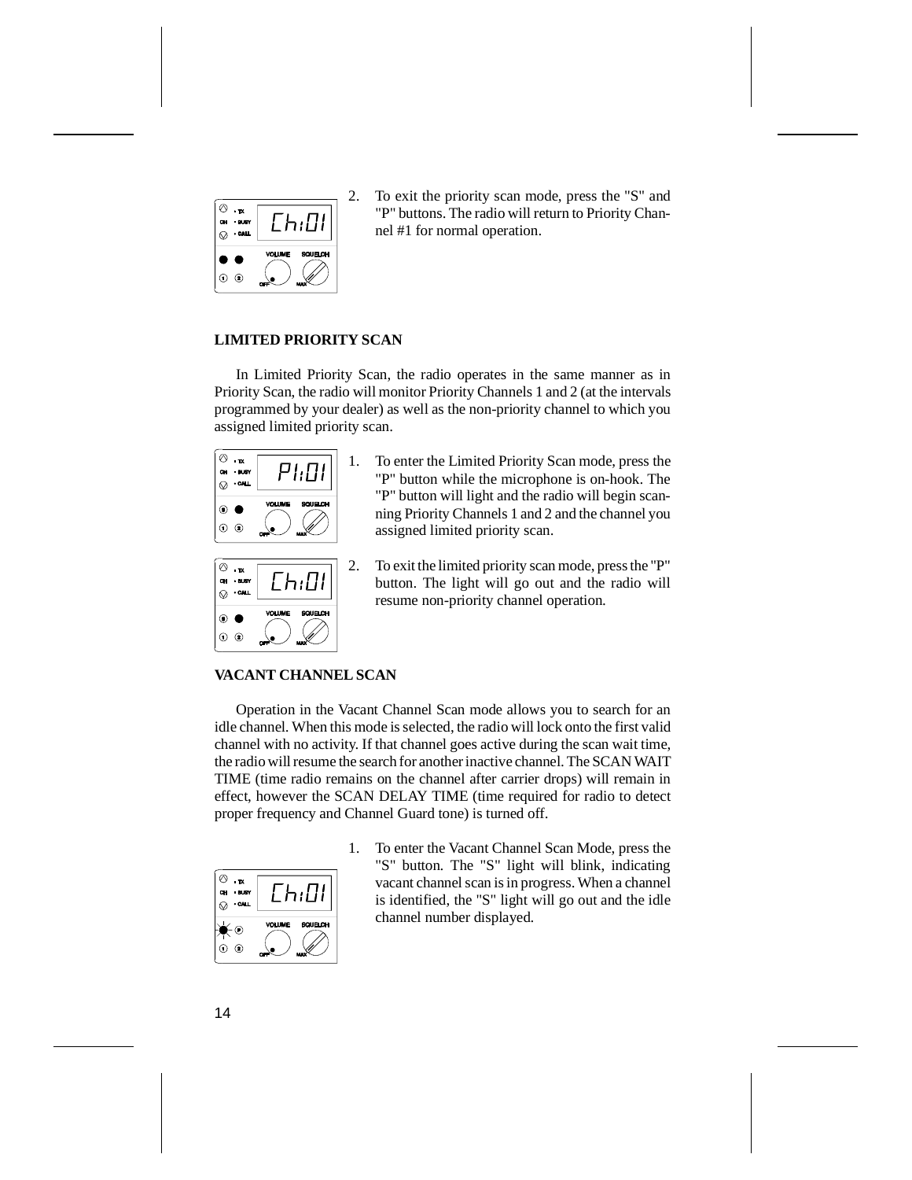2. To exit the priority scan mode, press the "S" and "P" buttons. The radio will return to Priority Channel #1 for normal operation.

## LIMITED PRIORITY SCAN

In Limited Priority Scan, the radio operates in the same manner as in Priority Scan, the radio will monitor Priority Channels 1 and 2 (at the intervals programmed by your dealer) as well as the non-priority channel to which you assigned limited priority scan.

1. To enter the Limited Priority Scan mode, press the "P" button while the microphone is on-hook. The "P" button will light and the radio will begin scanning Priority Channels 1 and 2 and the channel you assigned limited priority scan.

2. To exit the limited priority scan mode, press the "P" button. The light will go out and the radio will resume non-priority channel operation.

## VACANT CHANNEL SCAN

Operation in the Vacant Channel Scan mode allows you to search for an idle channel. When this mode is selected, the radio will lock onto the first valid channel with no activity. If that channel goes active during the scan wait time, the radio will resume the search for another inactive channel. The SCAN WAIT TIME (time radio remains on the channel after carrier drops) will remain in effect, however the SCAN DELAY TIME (time required for radio to detect proper frequency and Channel Guard tone) is turned off.

1. To enter the Vacant Channel Scan Mode, press the "S" button. The "S" light will blink, indicating vacant channel scan is in progress. When a channel is identified, the "S" light will go out and the idle channel number displayed.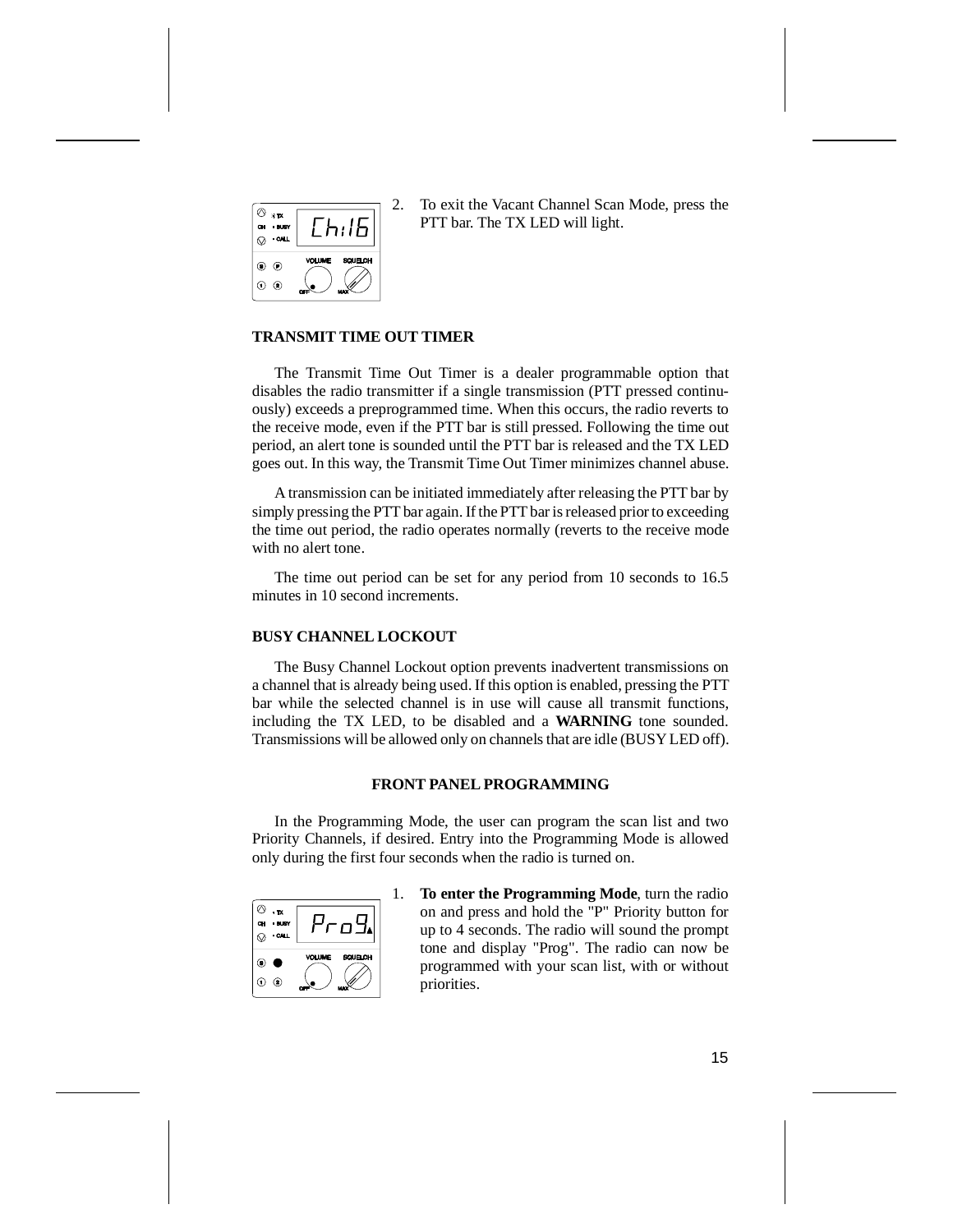2. To exit the Vacant Channel Scan Mode, press the PTT bar. The TX LED will light.

## TRANSMIT TIME OUT TIMER

The Transmit Time Out Timer is a dealer programmable option that disables the radio transmitter if a single transmission (PTT pressed continuously) exceeds a preprogrammed time. When this occurs, the radio reverts to the receive mode, even if the PTT bar is still pressed. Following the time out period, an alert tone is sounded until the PTT bar is released and the TX LED goes out. In this way, the Transmit Time Out Timer minimizes channel abuse.

A transmission can be initiated immediately after releasing the PTT bar by simply pressing the PTT bar again. If the PTT bar is released prior to exceeding the time out period, the radio operates normally (reverts to the receive mode with no alert tone.

The time out period can be set for any period from 10 seconds to 16.5 minutes in 10 second increments.

## BUSY CHANNEL LOCKOUT

The Busy Channel Lockout option prevents inadvertent transmissions on a channel that is already being used. If this option is enabled, pressing the PTT bar while the selected channel is in use will cause all transmit functions, including the TX LED, to be disabled and a **WARNING** tone sounded. Transmissions will be allowed only on channels that are idle (BUSY LED off).

# FRONT PANEL PROGRAMMING

In the Programming Mode, the user can program the scan list and two Priority Channels, if desired. Entry into the Programming Mode is allowed only during the first four seconds when the radio is turned on.

1. **To enter the Programming Mode**, turn the radio on and press and hold the "P" Priority button for up to 4 seconds. The radio will sound the prompt tone and display "Prog". The radio can now be programmed with your scan list, with or without priorities.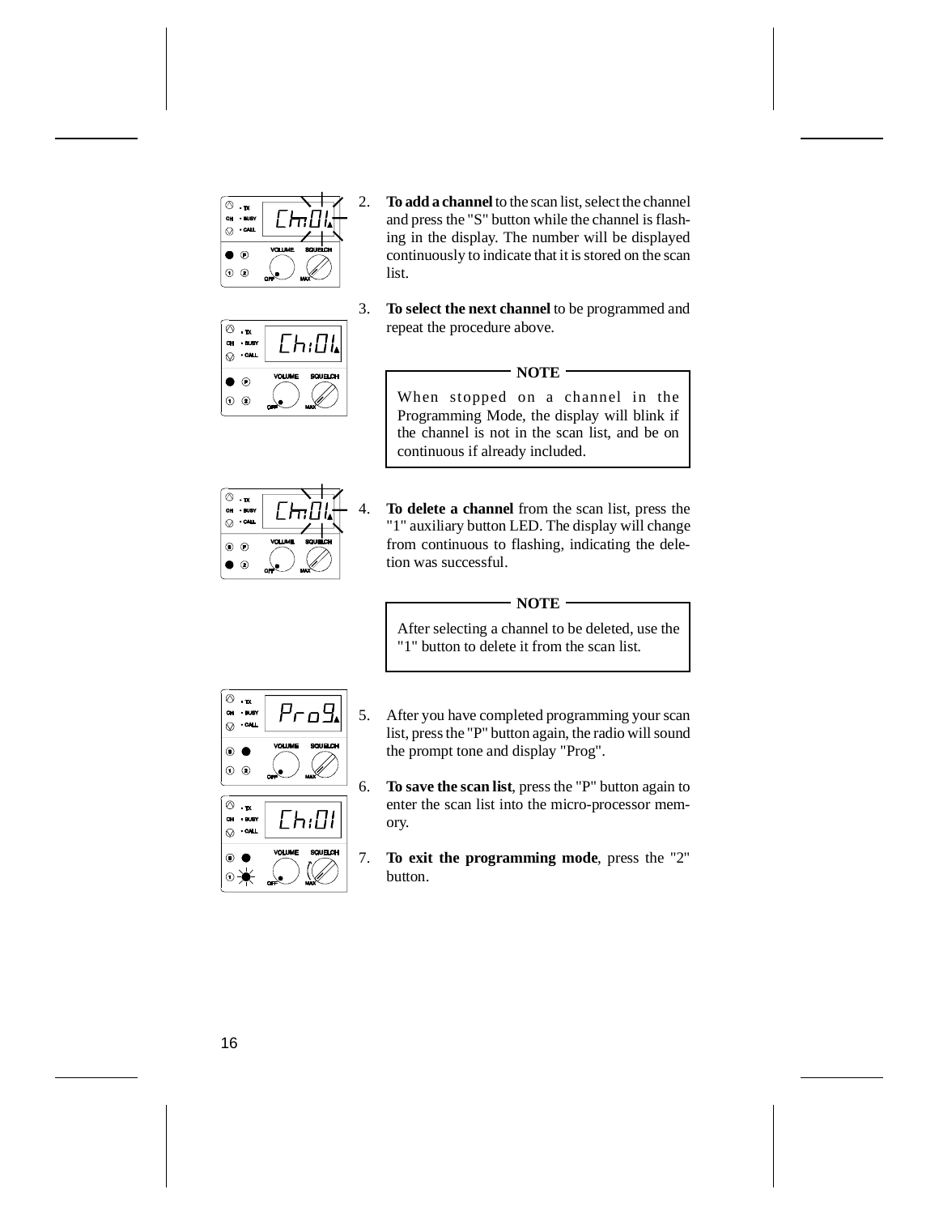2. **To add a channel** to the scan list, select the channel and press the "S" button while the channel is flashing in the display. The number will be displayed continuously to indicate that it is stored on the scan list.

3. **To select the next channel** to be programmed and repeat the procedure above.

> **NOTE**
>
> When stopped on a channel in the Programming Mode, the display will blink if the channel is not in the scan list, and be on continuous if already included.

4. **To delete a channel** from the scan list, press the "1" auxiliary button LED. The display will change from continuous to flashing, indicating the deletion was successful.

> **NOTE**
>
> After selecting a channel to be deleted, use the "1" button to delete it from the scan list.

5. After you have completed programming your scan list, press the "P" button again, the radio will sound the prompt tone and display "Prog".

6. **To save the scan list**, press the "P" button again to enter the scan list into the micro-processor memory.

7. **To exit the programming mode**, press the "2" button.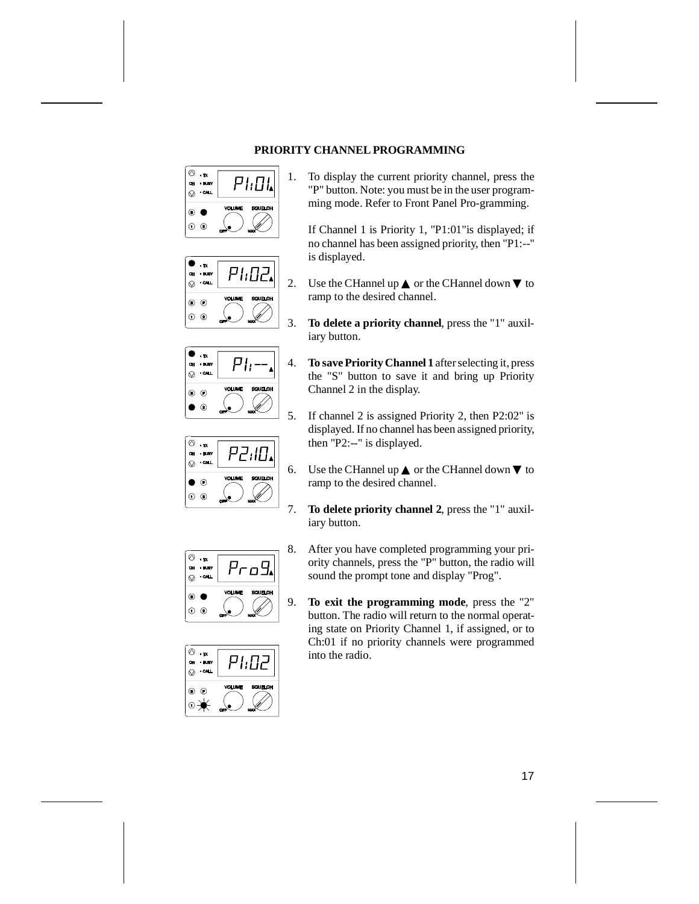## PRIORITY CHANNEL PROGRAMMING

1. To display the current priority channel, press the "P" button. Note: you must be in the user programming mode. Refer to Front Panel Pro-gramming.

   If Channel 1 is Priority 1, "P1:01"is displayed; if no channel has been assigned priority, then "P1:--" is displayed.

2. Use the CHannel up ▲ or the CHannel down ▼ to ramp to the desired channel.

3. **To delete a priority channel**, press the "1" auxiliary button.

4. **To save Priority Channel 1** after selecting it, press the "S" button to save it and bring up Priority Channel 2 in the display.

5. If channel 2 is assigned Priority 2, then P2:02" is displayed. If no channel has been assigned priority, then "P2:--" is displayed.

6. Use the CHannel up ▲ or the CHannel down ▼ to ramp to the desired channel.

7. **To delete priority channel 2**, press the "1" auxiliary button.

8. After you have completed programming your priority channels, press the "P" button, the radio will sound the prompt tone and display "Prog".

9. **To exit the programming mode**, press the "2" button. The radio will return to the normal operating state on Priority Channel 1, if assigned, or to Ch:01 if no priority channels were programmed into the radio.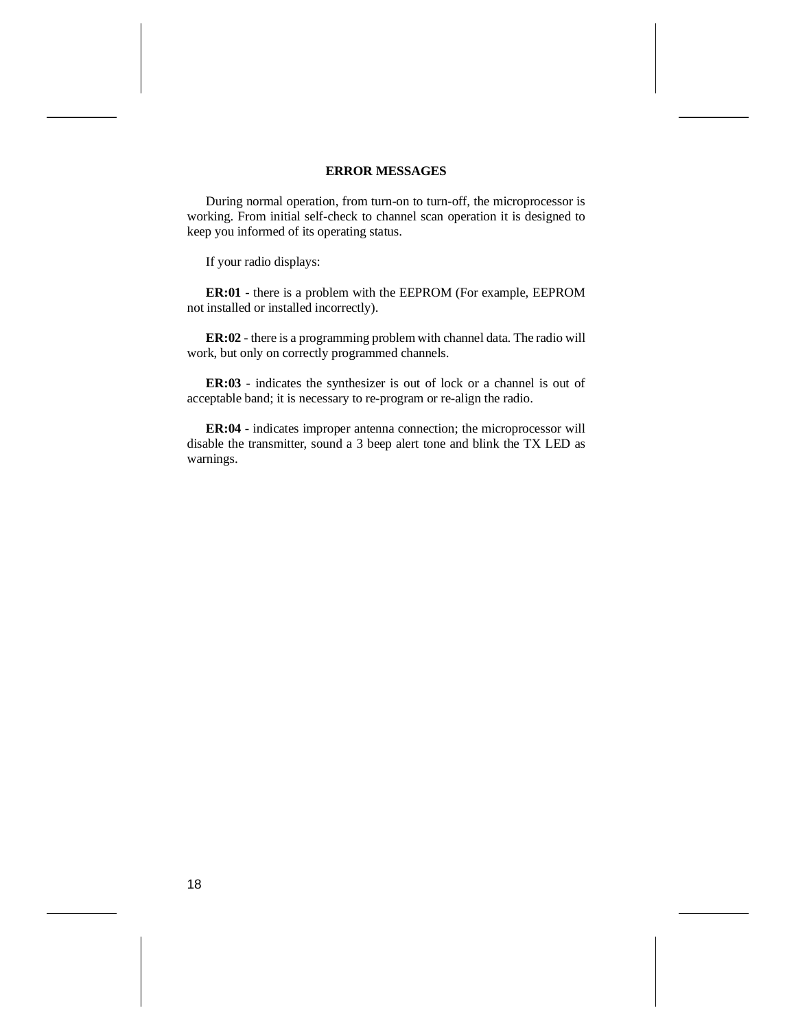## ERROR MESSAGES

During normal operation, from turn-on to turn-off, the microprocessor is working. From initial self-check to channel scan operation it is designed to keep you informed of its operating status.

If your radio displays:

**ER:01** - there is a problem with the EEPROM (For example, EEPROM not installed or installed incorrectly).

**ER:02** - there is a programming problem with channel data. The radio will work, but only on correctly programmed channels.

**ER:03** - indicates the synthesizer is out of lock or a channel is out of acceptable band; it is necessary to re-program or re-align the radio.

**ER:04** - indicates improper antenna connection; the microprocessor will disable the transmitter, sound a 3 beep alert tone and blink the TX LED as warnings.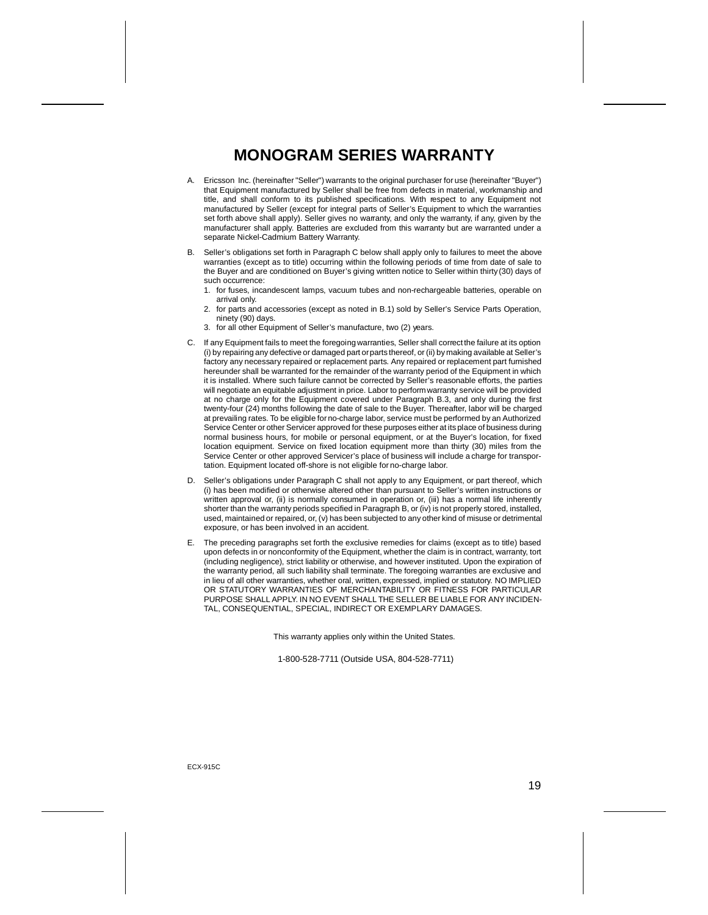# MONOGRAM SERIES WARRANTY

A. Ericsson Inc. (hereinafter "Seller") warrants to the original purchaser for use (hereinafter "Buyer") that Equipment manufactured by Seller shall be free from defects in material, workmanship and title, and shall conform to its published specifications. With respect to any Equipment not manufactured by Seller (except for integral parts of Seller's Equipment to which the warranties set forth above shall apply). Seller gives no warranty, and only the warranty, if any, given by the manufacturer shall apply. Batteries are excluded from this warranty but are warranted under a separate Nickel-Cadmium Battery Warranty.

B. Seller's obligations set forth in Paragraph C below shall apply only to failures to meet the above warranties (except as to title) occurring within the following periods of time from date of sale to the Buyer and are conditioned on Buyer's giving written notice to Seller within thirty (30) days of such occurrence:

   1. for fuses, incandescent lamps, vacuum tubes and non-rechargeable batteries, operable on arrival only.
   2. for parts and accessories (except as noted in B.1) sold by Seller's Service Parts Operation, ninety (90) days.
   3. for all other Equipment of Seller's manufacture, two (2) years.

C. If any Equipment fails to meet the foregoing warranties, Seller shall correct the failure at its option (i) by repairing any defective or damaged part or parts thereof, or (ii) by making available at Seller's factory any necessary repaired or replacement parts. Any repaired or replacement part furnished hereunder shall be warranted for the remainder of the warranty period of the Equipment in which it is installed. Where such failure cannot be corrected by Seller's reasonable efforts, the parties will negotiate an equitable adjustment in price. Labor to perform warranty service will be provided at no charge only for the Equipment covered under Paragraph B.3, and only during the first twenty-four (24) months following the date of sale to the Buyer. Thereafter, labor will be charged at prevailing rates. To be eligible for no-charge labor, service must be performed by an Authorized Service Center or other Servicer approved for these purposes either at its place of business during normal business hours, for mobile or personal equipment, or at the Buyer's location, for fixed location equipment. Service on fixed location equipment more than thirty (30) miles from the Service Center or other approved Servicer's place of business will include a charge for transportation. Equipment located off-shore is not eligible for no-charge labor.

D. Seller's obligations under Paragraph C shall not apply to any Equipment, or part thereof, which (i) has been modified or otherwise altered other than pursuant to Seller's written instructions or written approval or, (ii) is normally consumed in operation or, (iii) has a normal life inherently shorter than the warranty periods specified in Paragraph B, or (iv) is not properly stored, installed, used, maintained or repaired, or, (v) has been subjected to any other kind of misuse or detrimental exposure, or has been involved in an accident.

E. The preceding paragraphs set forth the exclusive remedies for claims (except as to title) based upon defects in or nonconformity of the Equipment, whether the claim is in contract, warranty, tort (including negligence), strict liability or otherwise, and however instituted. Upon the expiration of the warranty period, all such liability shall terminate. The foregoing warranties are exclusive and in lieu of all other warranties, whether oral, written, expressed, implied or statutory. NO IMPLIED OR STATUTORY WARRANTIES OF MERCHANTABILITY OR FITNESS FOR PARTICULAR PURPOSE SHALL APPLY. IN NO EVENT SHALL THE SELLER BE LIABLE FOR ANY INCIDENTAL, CONSEQUENTIAL, SPECIAL, INDIRECT OR EXEMPLARY DAMAGES.

This warranty applies only within the United States.

1-800-528-7711 (Outside USA, 804-528-7711)

ECX-915C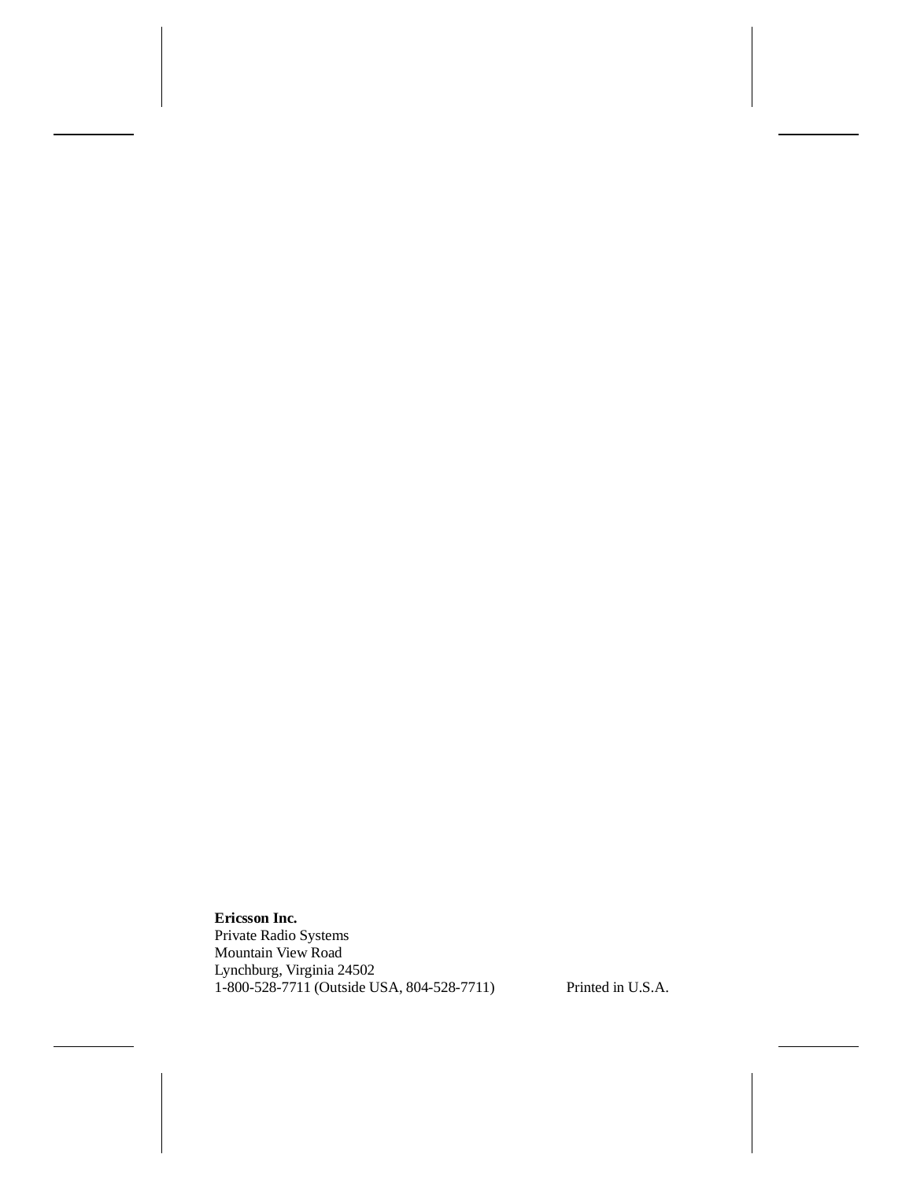**Ericsson Inc.**
Private Radio Systems
Mountain View Road
Lynchburg, Virginia 24502
1-800-528-7711 (Outside USA, 804-528-7711)

Printed in U.S.A.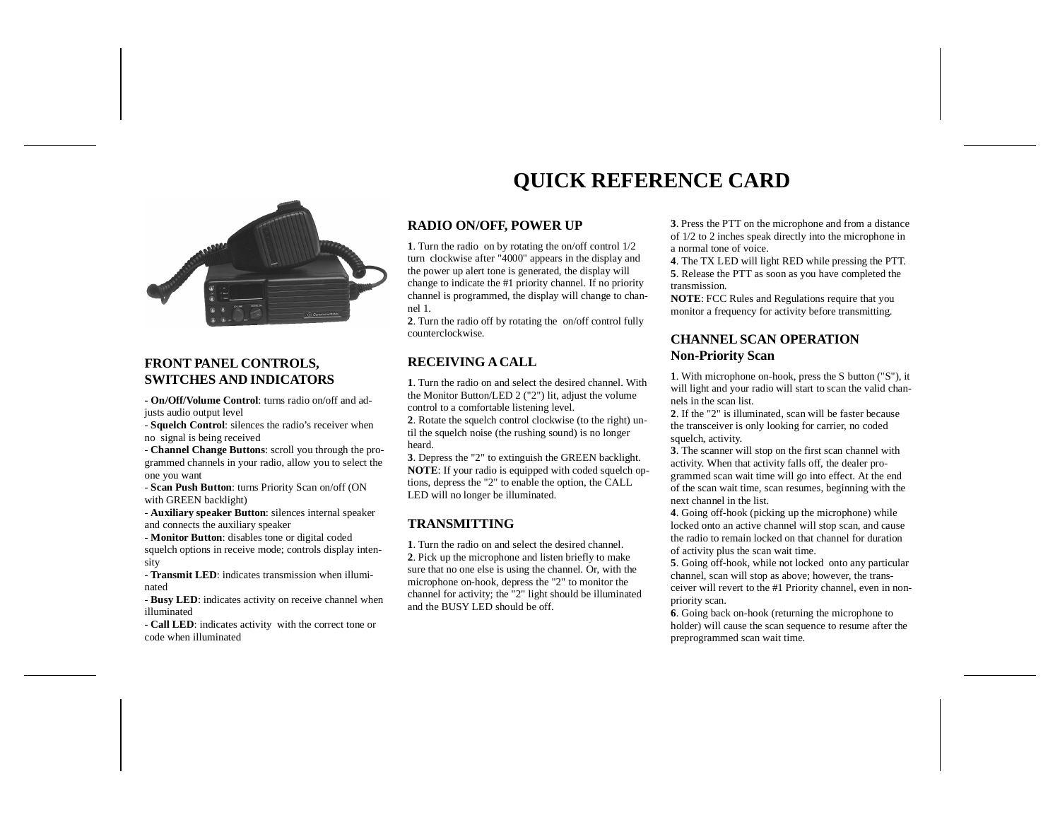# QUICK REFERENCE CARD

## FRONT PANEL CONTROLS, SWITCHES AND INDICATORS

- **On/Off/Volume Control**: turns radio on/off and adjusts audio output level
- **Squelch Control**: silences the radio's receiver when no signal is being received
- **Channel Change Buttons**: scroll you through the programmed channels in your radio, allow you to select the one you want
- **Scan Push Button**: turns Priority Scan on/off (ON with GREEN backlight)
- **Auxiliary speaker Button**: silences internal speaker and connects the auxiliary speaker
- **Monitor Button**: disables tone or digital coded squelch options in receive mode; controls display intensity
- **Transmit LED**: indicates transmission when illuminated
- **Busy LED**: indicates activity on receive channel when illuminated
- **Call LED**: indicates activity with the correct tone or code when illuminated

## RADIO ON/OFF, POWER UP

**1**. Turn the radio on by rotating the on/off control 1/2 turn clockwise after "4000" appears in the display and the power up alert tone is generated, the display will change to indicate the #1 priority channel. If no priority channel is programmed, the display will change to channel 1.
**2**. Turn the radio off by rotating the on/off control fully counterclockwise.

## RECEIVING A CALL

**1**. Turn the radio on and select the desired channel. With the Monitor Button/LED 2 ("2") lit, adjust the volume control to a comfortable listening level.
**2**. Rotate the squelch control clockwise (to the right) until the squelch noise (the rushing sound) is no longer heard.
**3**. Depress the "2" to extinguish the GREEN backlight.
**NOTE**: If your radio is equipped with coded squelch options, depress the "2" to enable the option, the CALL LED will no longer be illuminated.

## TRANSMITTING

**1**. Turn the radio on and select the desired channel.
**2**. Pick up the microphone and listen briefly to make sure that no one else is using the channel. Or, with the microphone on-hook, depress the "2" to monitor the channel for activity; the "2" light should be illuminated and the BUSY LED should be off.
**3**. Press the PTT on the microphone and from a distance of 1/2 to 2 inches speak directly into the microphone in a normal tone of voice.
**4**. The TX LED will light RED while pressing the PTT.
**5**. Release the PTT as soon as you have completed the transmission.
**NOTE**: FCC Rules and Regulations require that you monitor a frequency for activity before transmitting.

## CHANNEL SCAN OPERATION
### Non-Priority Scan

**1**. With microphone on-hook, press the S button ("S"), it will light and your radio will start to scan the valid channels in the scan list.
**2**. If the "2" is illuminated, scan will be faster because the transceiver is only looking for carrier, no coded squelch, activity.
**3**. The scanner will stop on the first scan channel with activity. When that activity falls off, the dealer preprogrammed scan wait time will go into effect. At the end of the scan wait time, scan resumes, beginning with the next channel in the list.
**4**. Going off-hook (picking up the microphone) while locked onto an active channel will stop scan, and cause the radio to remain locked on that channel for duration of activity plus the scan wait time.
**5**. Going off-hook, while not locked onto any particular channel, scan will stop as above; however, the transceiver will revert to the #1 Priority channel, even in non-priority scan.
**6**. Going back on-hook (returning the microphone to holder) will cause the scan sequence to resume after the preprogrammed scan wait time.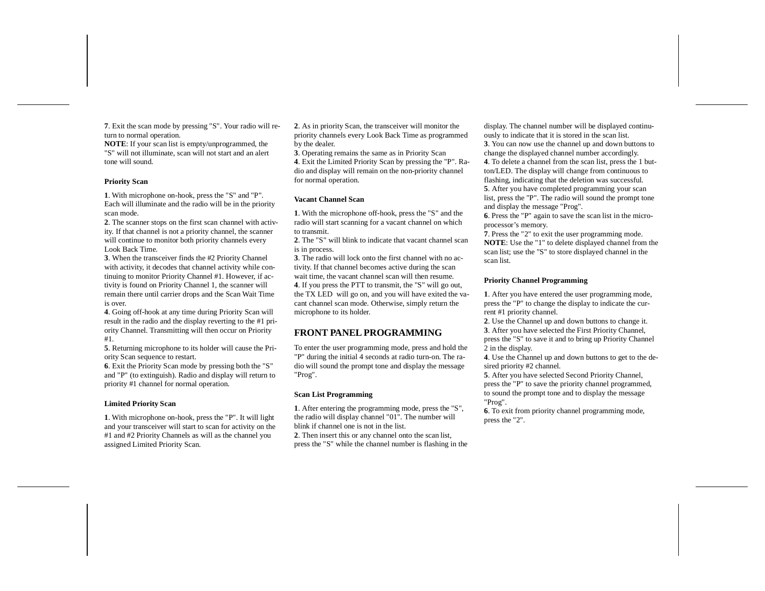**7**. Exit the scan mode by pressing "S". Your radio will return to normal operation.
**NOTE**: If your scan list is empty/unprogrammed, the "S" will not illuminate, scan will not start and an alert tone will sound.

### Priority Scan

**1**. With microphone on-hook, press the "S" and "P". Each will illuminate and the radio will be in the priority scan mode.
**2**. The scanner stops on the first scan channel with activity. If that channel is not a priority channel, the scanner will continue to monitor both priority channels every Look Back Time.
**3**. When the transceiver finds the #2 Priority Channel with activity, it decodes that channel activity while continuing to monitor Priority Channel #1. However, if activity is found on Priority Channel 1, the scanner will remain there until carrier drops and the Scan Wait Time is over.
**4**. Going off-hook at any time during Priority Scan will result in the radio and the display reverting to the #1 priority Channel. Transmitting will then occur on Priority #1.
**5**. Returning microphone to its holder will cause the Priority Scan sequence to restart.
**6**. Exit the Priority Scan mode by pressing both the "S" and "P" (to extinguish). Radio and display will return to priority #1 channel for normal operation.

### Limited Priority Scan

**1**. With microphone on-hook, press the "P". It will light and your transceiver will start to scan for activity on the #1 and #2 Priority Channels as will as the channel you assigned Limited Priority Scan.
**2**. As in priority Scan, the transceiver will monitor the priority channels every Look Back Time as programmed by the dealer.
**3**. Operating remains the same as in Priority Scan
**4**. Exit the Limited Priority Scan by pressing the "P". Radio and display will remain on the non-priority channel for normal operation.

### Vacant Channel Scan

**1**. With the microphone off-hook, press the "S" and the radio will start scanning for a vacant channel on which to transmit.
**2**. The "S" will blink to indicate that vacant channel scan is in process.
**3**. The radio will lock onto the first channel with no activity. If that channel becomes active during the scan wait time, the vacant channel scan will then resume.
**4**. If you press the PTT to transmit, the "S" will go out, the TX LED will go on, and you will have exited the vacant channel scan mode. Otherwise, simply return the microphone to its holder.

## FRONT PANEL PROGRAMMING

To enter the user programming mode, press and hold the "P" during the initial 4 seconds at radio turn-on. The radio will sound the prompt tone and display the message "Prog".

### Scan List Programming

**1**. After entering the programming mode, press the "S", the radio will display channel "01". The number will blink if channel one is not in the list.
**2**. Then insert this or any channel onto the scan list, press the "S" while the channel number is flashing in the display. The channel number will be displayed continuously to indicate that it is stored in the scan list.
**3**. You can now use the channel up and down buttons to change the displayed channel number accordingly.
**4**. To delete a channel from the scan list, press the 1 button/LED. The display will change from continuous to flashing, indicating that the deletion was successful.
**5**. After you have completed programming your scan list, press the "P". The radio will sound the prompt tone and display the message "Prog".
**6**. Press the "P" again to save the scan list in the microprocessor's memory.
**7**. Press the "2" to exit the user programming mode.
**NOTE**: Use the "1" to delete displayed channel from the scan list; use the "S" to store displayed channel in the scan list.

### Priority Channel Programming

**1**. After you have entered the user programming mode, press the "P" to change the display to indicate the current #1 priority channel.
**2**. Use the Channel up and down buttons to change it.
**3**. After you have selected the First Priority Channel, press the "S" to save it and to bring up Priority Channel 2 in the display.
**4**. Use the Channel up and down buttons to get to the desired priority #2 channel.
**5**. After you have selected Second Priority Channel, press the "P" to save the priority channel programmed, to sound the prompt tone and to display the message "Prog".
**6**. To exit from priority channel programming mode, press the "2".